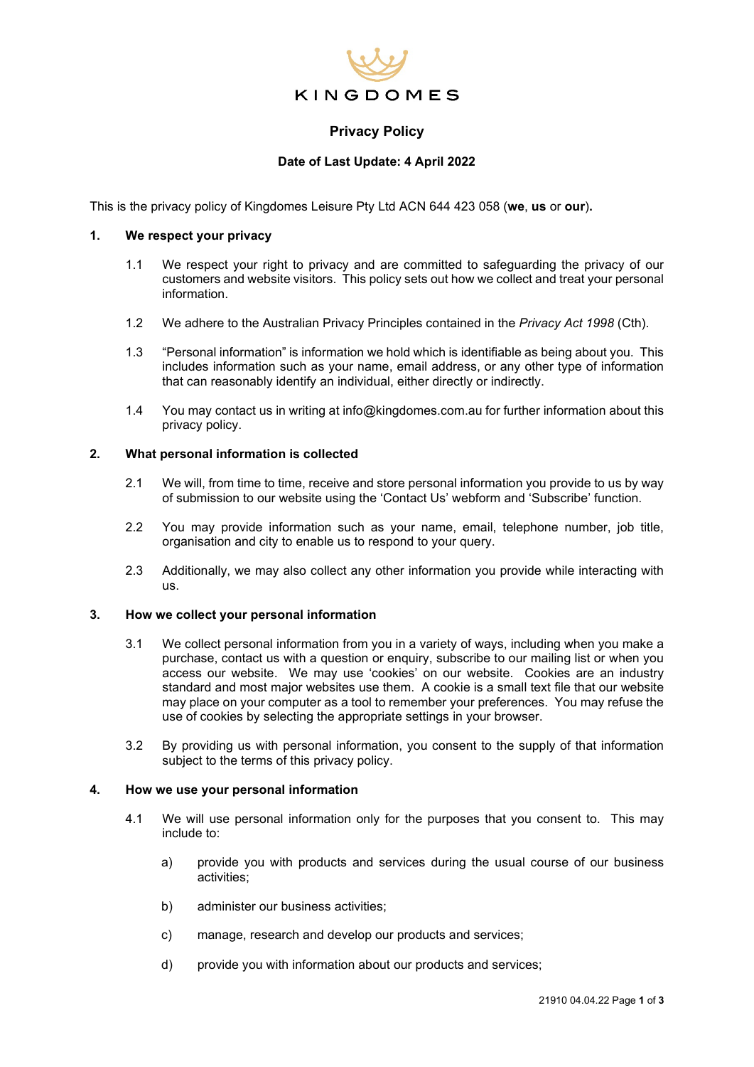KINGDOMES

# Privacy Policy

**Date of Last Update: 4 April 2022**

This is the privacy policy of Kingdomes Leisure Pty Ltd ACN 644 423 058 (**we**, **us** or **our**).

## 1. We respect your privacy

1.1 We respect your right to privacy and are committed to safeguarding the privacy of our customers and website visitors. This policy sets out how we collect and treat your personal information.

1.2 We adhere to the Australian Privacy Principles contained in the *Privacy Act 1998* (Cth).

1.3 "Personal information" is information we hold which is identifiable as being about you. This includes information such as your name, email address, or any other type of information that can reasonably identify an individual, either directly or indirectly.

1.4 You may contact us in writing at info@kingdomes.com.au for further information about this privacy policy.

## 2. What personal information is collected

2.1 We will, from time to time, receive and store personal information you provide to us by way of submission to our website using the 'Contact Us' webform and 'Subscribe' function.

2.2 You may provide information such as your name, email, telephone number, job title, organisation and city to enable us to respond to your query.

2.3 Additionally, we may also collect any other information you provide while interacting with us.

## 3. How we collect your personal information

3.1 We collect personal information from you in a variety of ways, including when you make a purchase, contact us with a question or enquiry, subscribe to our mailing list or when you access our website. We may use 'cookies' on our website. Cookies are an industry standard and most major websites use them. A cookie is a small text file that our website may place on your computer as a tool to remember your preferences. You may refuse the use of cookies by selecting the appropriate settings in your browser.

3.2 By providing us with personal information, you consent to the supply of that information subject to the terms of this privacy policy.

## 4. How we use your personal information

4.1 We will use personal information only for the purposes that you consent to. This may include to:

a) provide you with products and services during the usual course of our business activities;

b) administer our business activities;

c) manage, research and develop our products and services;

d) provide you with information about our products and services;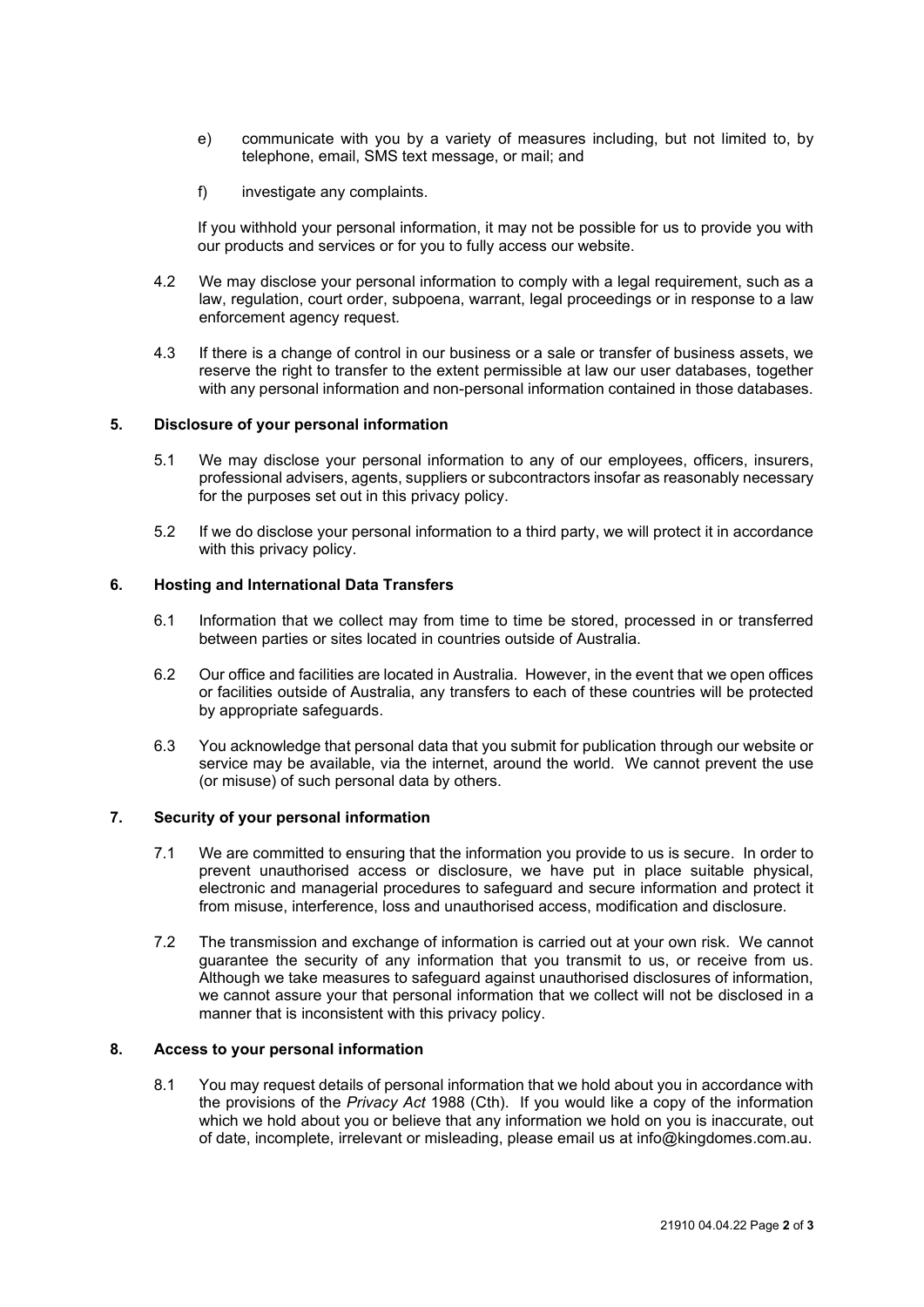e) communicate with you by a variety of measures including, but not limited to, by telephone, email, SMS text message, or mail; and

f) investigate any complaints.

If you withhold your personal information, it may not be possible for us to provide you with our products and services or for you to fully access our website.

4.2 We may disclose your personal information to comply with a legal requirement, such as a law, regulation, court order, subpoena, warrant, legal proceedings or in response to a law enforcement agency request.

4.3 If there is a change of control in our business or a sale or transfer of business assets, we reserve the right to transfer to the extent permissible at law our user databases, together with any personal information and non-personal information contained in those databases.

## 5. Disclosure of your personal information

5.1 We may disclose your personal information to any of our employees, officers, insurers, professional advisers, agents, suppliers or subcontractors insofar as reasonably necessary for the purposes set out in this privacy policy.

5.2 If we do disclose your personal information to a third party, we will protect it in accordance with this privacy policy.

## 6. Hosting and International Data Transfers

6.1 Information that we collect may from time to time be stored, processed in or transferred between parties or sites located in countries outside of Australia.

6.2 Our office and facilities are located in Australia. However, in the event that we open offices or facilities outside of Australia, any transfers to each of these countries will be protected by appropriate safeguards.

6.3 You acknowledge that personal data that you submit for publication through our website or service may be available, via the internet, around the world. We cannot prevent the use (or misuse) of such personal data by others.

## 7. Security of your personal information

7.1 We are committed to ensuring that the information you provide to us is secure. In order to prevent unauthorised access or disclosure, we have put in place suitable physical, electronic and managerial procedures to safeguard and secure information and protect it from misuse, interference, loss and unauthorised access, modification and disclosure.

7.2 The transmission and exchange of information is carried out at your own risk. We cannot guarantee the security of any information that you transmit to us, or receive from us. Although we take measures to safeguard against unauthorised disclosures of information, we cannot assure your that personal information that we collect will not be disclosed in a manner that is inconsistent with this privacy policy.

## 8. Access to your personal information

8.1 You may request details of personal information that we hold about you in accordance with the provisions of the *Privacy Act* 1988 (Cth). If you would like a copy of the information which we hold about you or believe that any information we hold on you is inaccurate, out of date, incomplete, irrelevant or misleading, please email us at info@kingdomes.com.au.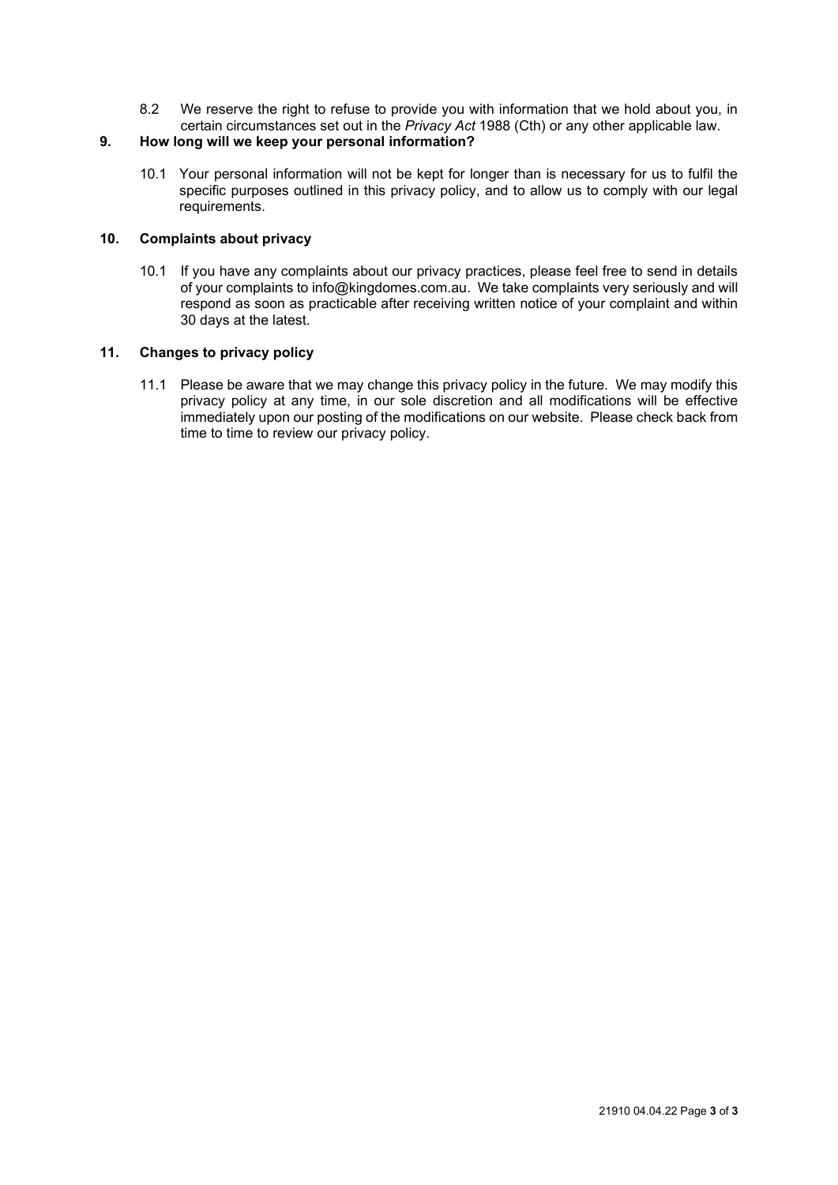8.2 We reserve the right to refuse to provide you with information that we hold about you, in certain circumstances set out in the *Privacy Act* 1988 (Cth) or any other applicable law.

## 9. How long will we keep your personal information?

10.1 Your personal information will not be kept for longer than is necessary for us to fulfil the specific purposes outlined in this privacy policy, and to allow us to comply with our legal requirements.

## 10. Complaints about privacy

10.1 If you have any complaints about our privacy practices, please feel free to send in details of your complaints to info@kingdomes.com.au. We take complaints very seriously and will respond as soon as practicable after receiving written notice of your complaint and within 30 days at the latest.

## 11. Changes to privacy policy

11.1 Please be aware that we may change this privacy policy in the future. We may modify this privacy policy at any time, in our sole discretion and all modifications will be effective immediately upon our posting of the modifications on our website. Please check back from time to time to review our privacy policy.